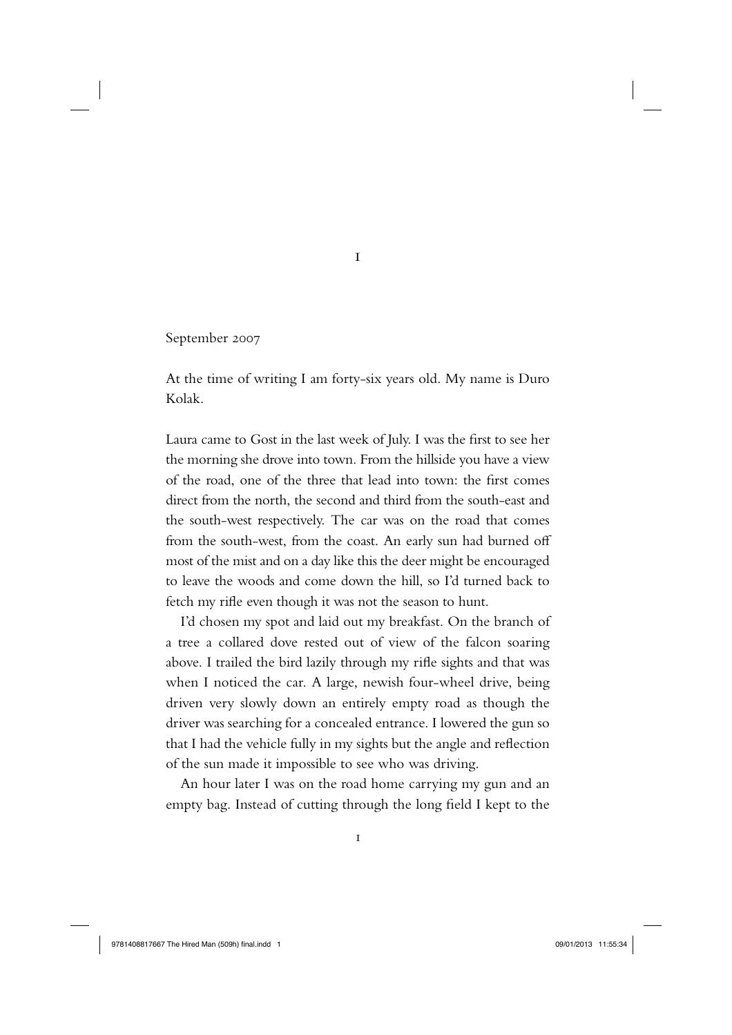# 1

September 2007

At the time of writing I am forty-six years old. My name is Duro Kolak.

Laura came to Gost in the last week of July. I was the first to see her the morning she drove into town. From the hillside you have a view of the road, one of the three that lead into town: the first comes direct from the north, the second and third from the south-east and the south-west respectively. The car was on the road that comes from the south-west, from the coast. An early sun had burned off most of the mist and on a day like this the deer might be encouraged to leave the woods and come down the hill, so I'd turned back to fetch my rifle even though it was not the season to hunt.

I'd chosen my spot and laid out my breakfast. On the branch of a tree a collared dove rested out of view of the falcon soaring above. I trailed the bird lazily through my rifle sights and that was when I noticed the car. A large, newish four-wheel drive, being driven very slowly down an entirely empty road as though the driver was searching for a concealed entrance. I lowered the gun so that I had the vehicle fully in my sights but the angle and reflection of the sun made it impossible to see who was driving.

An hour later I was on the road home carrying my gun and an empty bag. Instead of cutting through the long field I kept to the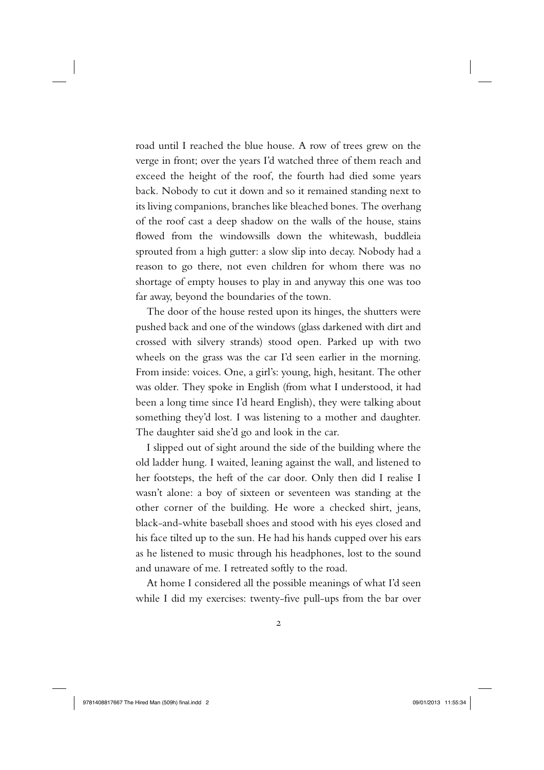road until I reached the blue house. A row of trees grew on the verge in front; over the years I'd watched three of them reach and exceed the height of the roof, the fourth had died some years back. Nobody to cut it down and so it remained standing next to its living companions, branches like bleached bones. The overhang of the roof cast a deep shadow on the walls of the house, stains flowed from the windowsills down the whitewash, buddleia sprouted from a high gutter: a slow slip into decay. Nobody had a reason to go there, not even children for whom there was no shortage of empty houses to play in and anyway this one was too far away, beyond the boundaries of the town.

The door of the house rested upon its hinges, the shutters were pushed back and one of the windows (glass darkened with dirt and crossed with silvery strands) stood open. Parked up with two wheels on the grass was the car I'd seen earlier in the morning. From inside: voices. One, a girl's: young, high, hesitant. The other was older. They spoke in English (from what I understood, it had been a long time since I'd heard English), they were talking about something they'd lost. I was listening to a mother and daughter. The daughter said she'd go and look in the car.

I slipped out of sight around the side of the building where the old ladder hung. I waited, leaning against the wall, and listened to her footsteps, the heft of the car door. Only then did I realise I wasn't alone: a boy of sixteen or seventeen was standing at the other corner of the building. He wore a checked shirt, jeans, black-and-white baseball shoes and stood with his eyes closed and his face tilted up to the sun. He had his hands cupped over his ears as he listened to music through his headphones, lost to the sound and unaware of me. I retreated softly to the road.

At home I considered all the possible meanings of what I'd seen while I did my exercises: twenty-five pull-ups from the bar over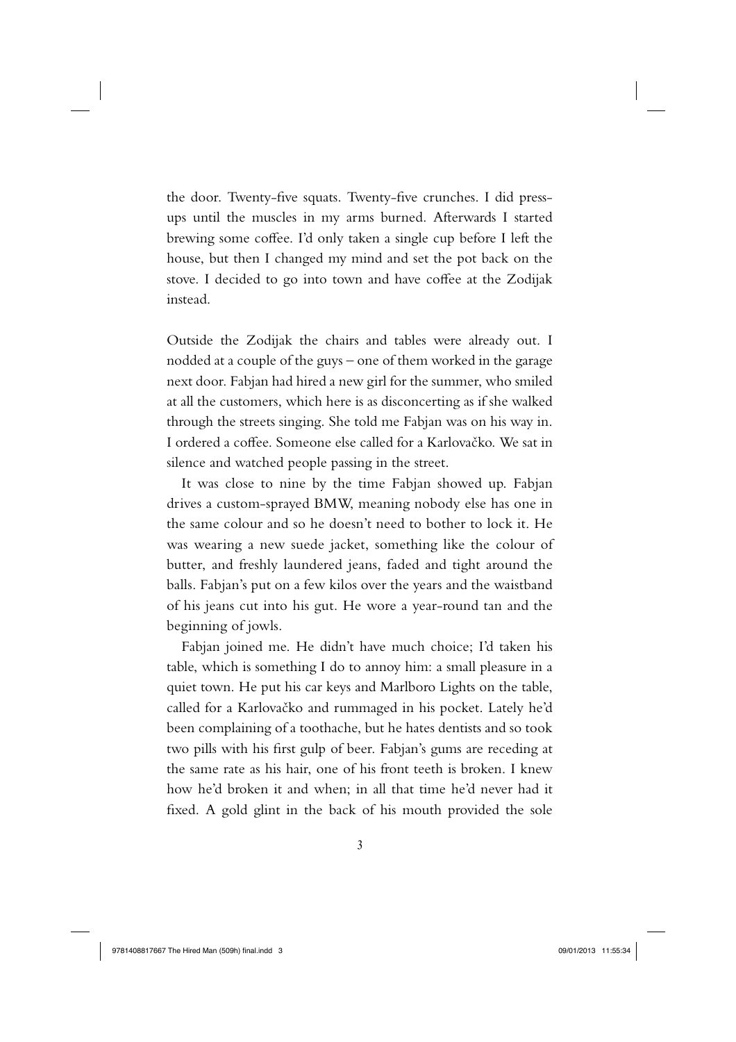the door. Twenty-five squats. Twenty-five crunches. I did press-ups until the muscles in my arms burned. Afterwards I started brewing some coffee. I'd only taken a single cup before I left the house, but then I changed my mind and set the pot back on the stove. I decided to go into town and have coffee at the Zodijak instead.

Outside the Zodijak the chairs and tables were already out. I nodded at a couple of the guys – one of them worked in the garage next door. Fabjan had hired a new girl for the summer, who smiled at all the customers, which here is as disconcerting as if she walked through the streets singing. She told me Fabjan was on his way in. I ordered a coffee. Someone else called for a Karlovačko. We sat in silence and watched people passing in the street.

It was close to nine by the time Fabjan showed up. Fabjan drives a custom-sprayed BMW, meaning nobody else has one in the same colour and so he doesn't need to bother to lock it. He was wearing a new suede jacket, something like the colour of butter, and freshly laundered jeans, faded and tight around the balls. Fabjan's put on a few kilos over the years and the waistband of his jeans cut into his gut. He wore a year-round tan and the beginning of jowls.

Fabjan joined me. He didn't have much choice; I'd taken his table, which is something I do to annoy him: a small pleasure in a quiet town. He put his car keys and Marlboro Lights on the table, called for a Karlovačko and rummaged in his pocket. Lately he'd been complaining of a toothache, but he hates dentists and so took two pills with his first gulp of beer. Fabjan's gums are receding at the same rate as his hair, one of his front teeth is broken. I knew how he'd broken it and when; in all that time he'd never had it fixed. A gold glint in the back of his mouth provided the sole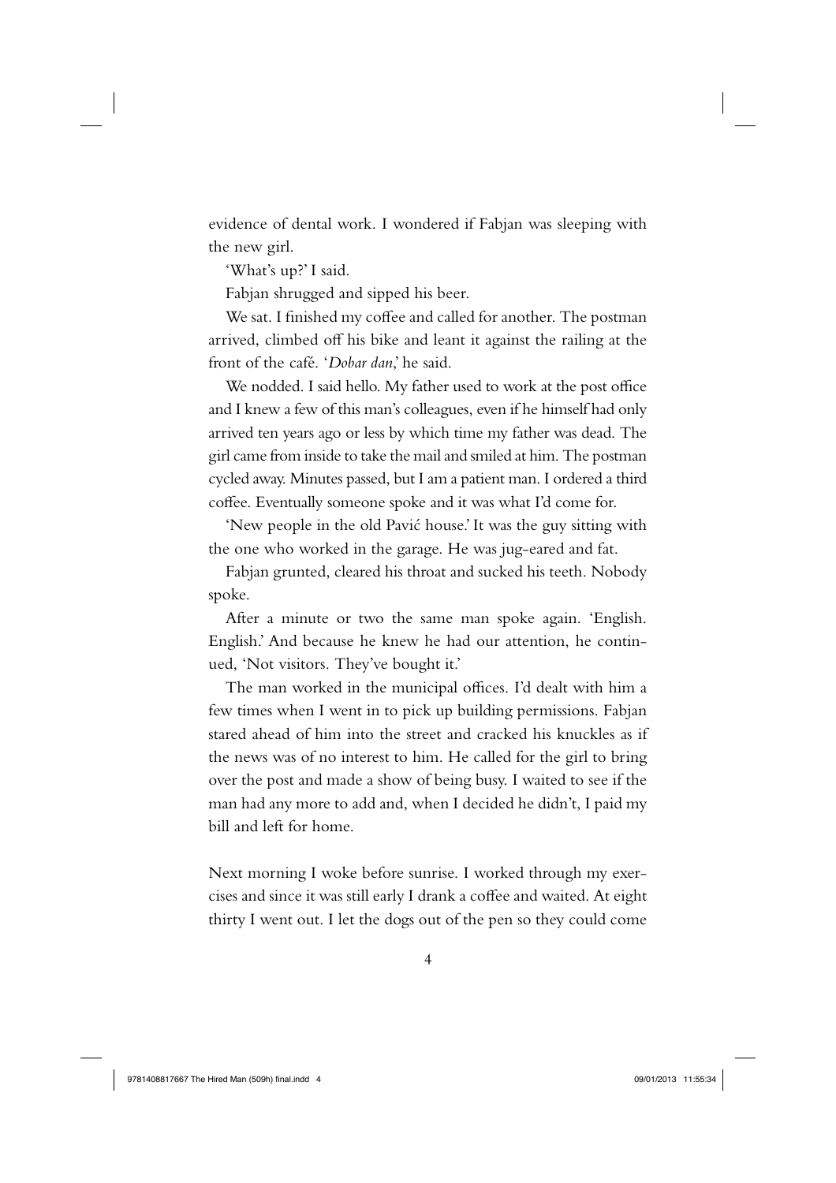evidence of dental work. I wondered if Fabjan was sleeping with the new girl.

'What's up?' I said.

Fabjan shrugged and sipped his beer.

We sat. I finished my coffee and called for another. The postman arrived, climbed off his bike and leant it against the railing at the front of the café. '*Dobar dan*,' he said.

We nodded. I said hello. My father used to work at the post office and I knew a few of this man's colleagues, even if he himself had only arrived ten years ago or less by which time my father was dead. The girl came from inside to take the mail and smiled at him. The postman cycled away. Minutes passed, but I am a patient man. I ordered a third coffee. Eventually someone spoke and it was what I'd come for.

'New people in the old Pavić house.' It was the guy sitting with the one who worked in the garage. He was jug-eared and fat.

Fabjan grunted, cleared his throat and sucked his teeth. Nobody spoke.

After a minute or two the same man spoke again. 'English. English.' And because he knew he had our attention, he continued, 'Not visitors. They've bought it.'

The man worked in the municipal offices. I'd dealt with him a few times when I went in to pick up building permissions. Fabjan stared ahead of him into the street and cracked his knuckles as if the news was of no interest to him. He called for the girl to bring over the post and made a show of being busy. I waited to see if the man had any more to add and, when I decided he didn't, I paid my bill and left for home.

Next morning I woke before sunrise. I worked through my exercises and since it was still early I drank a coffee and waited. At eight thirty I went out. I let the dogs out of the pen so they could come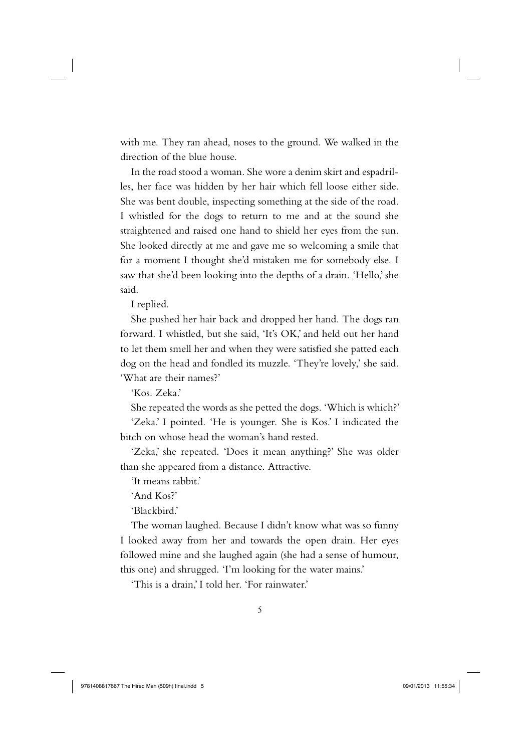with me. They ran ahead, noses to the ground. We walked in the direction of the blue house.

In the road stood a woman. She wore a denim skirt and espadrilles, her face was hidden by her hair which fell loose either side. She was bent double, inspecting something at the side of the road. I whistled for the dogs to return to me and at the sound she straightened and raised one hand to shield her eyes from the sun. She looked directly at me and gave me so welcoming a smile that for a moment I thought she'd mistaken me for somebody else. I saw that she'd been looking into the depths of a drain. 'Hello,' she said.

I replied.

She pushed her hair back and dropped her hand. The dogs ran forward. I whistled, but she said, 'It's OK,' and held out her hand to let them smell her and when they were satisfied she patted each dog on the head and fondled its muzzle. 'They're lovely,' she said. 'What are their names?'

'Kos. Zeka.'

She repeated the words as she petted the dogs. 'Which is which?'

'Zeka.' I pointed. 'He is younger. She is Kos.' I indicated the bitch on whose head the woman's hand rested.

'Zeka,' she repeated. 'Does it mean anything?' She was older than she appeared from a distance. Attractive.

'It means rabbit.'

'And Kos?'

'Blackbird.'

The woman laughed. Because I didn't know what was so funny I looked away from her and towards the open drain. Her eyes followed mine and she laughed again (she had a sense of humour, this one) and shrugged. 'I'm looking for the water mains.'

'This is a drain,' I told her. 'For rainwater.'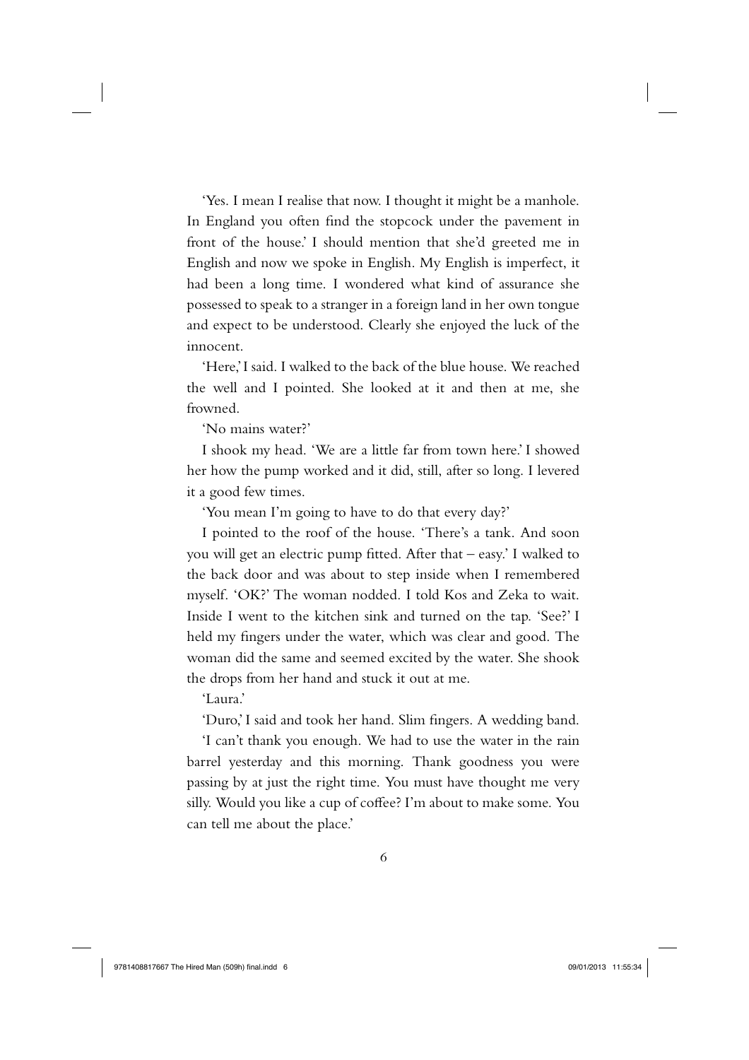'Yes. I mean I realise that now. I thought it might be a manhole. In England you often find the stopcock under the pavement in front of the house.' I should mention that she'd greeted me in English and now we spoke in English. My English is imperfect, it had been a long time. I wondered what kind of assurance she possessed to speak to a stranger in a foreign land in her own tongue and expect to be understood. Clearly she enjoyed the luck of the innocent.

'Here,' I said. I walked to the back of the blue house. We reached the well and I pointed. She looked at it and then at me, she frowned.

'No mains water?'

I shook my head. 'We are a little far from town here.' I showed her how the pump worked and it did, still, after so long. I levered it a good few times.

'You mean I'm going to have to do that every day?'

I pointed to the roof of the house. 'There's a tank. And soon you will get an electric pump fitted. After that – easy.' I walked to the back door and was about to step inside when I remembered myself. 'OK?' The woman nodded. I told Kos and Zeka to wait. Inside I went to the kitchen sink and turned on the tap. 'See?' I held my fingers under the water, which was clear and good. The woman did the same and seemed excited by the water. She shook the drops from her hand and stuck it out at me.

'Laura.'

'Duro,' I said and took her hand. Slim fingers. A wedding band.

'I can't thank you enough. We had to use the water in the rain barrel yesterday and this morning. Thank goodness you were passing by at just the right time. You must have thought me very silly. Would you like a cup of coffee? I'm about to make some. You can tell me about the place.'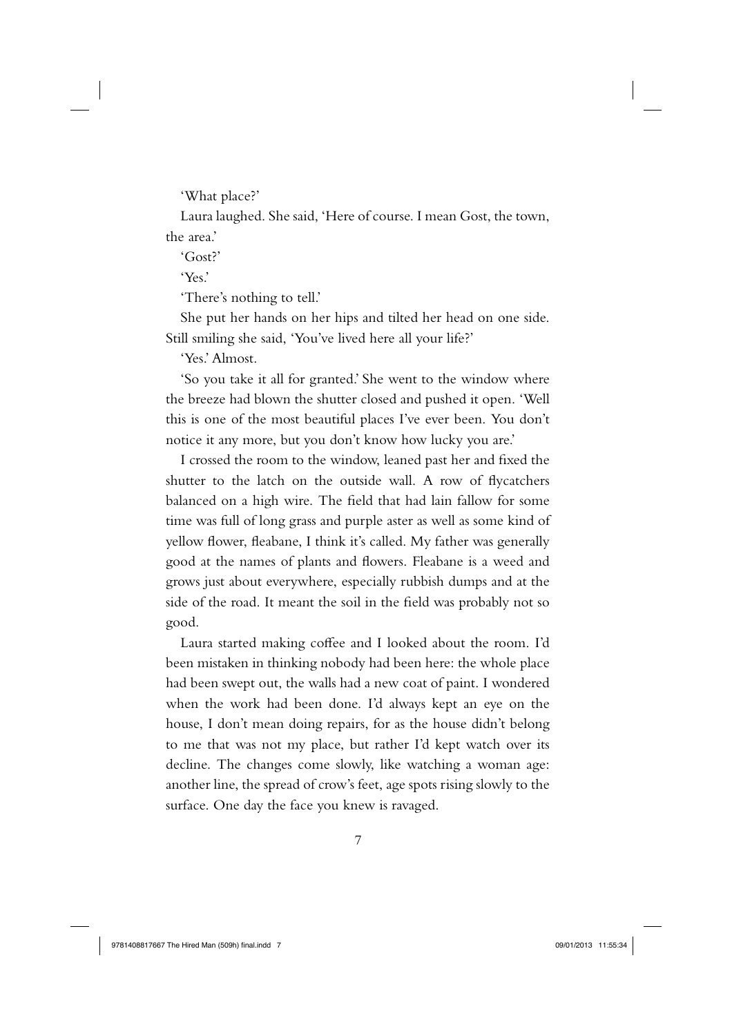'What place?'

Laura laughed. She said, 'Here of course. I mean Gost, the town, the area.'

'Gost?'

'Yes.'

'There's nothing to tell.'

She put her hands on her hips and tilted her head on one side. Still smiling she said, 'You've lived here all your life?'

'Yes.' Almost.

'So you take it all for granted.' She went to the window where the breeze had blown the shutter closed and pushed it open. 'Well this is one of the most beautiful places I've ever been. You don't notice it any more, but you don't know how lucky you are.'

I crossed the room to the window, leaned past her and fixed the shutter to the latch on the outside wall. A row of flycatchers balanced on a high wire. The field that had lain fallow for some time was full of long grass and purple aster as well as some kind of yellow flower, fleabane, I think it's called. My father was generally good at the names of plants and flowers. Fleabane is a weed and grows just about everywhere, especially rubbish dumps and at the side of the road. It meant the soil in the field was probably not so good.

Laura started making coffee and I looked about the room. I'd been mistaken in thinking nobody had been here: the whole place had been swept out, the walls had a new coat of paint. I wondered when the work had been done. I'd always kept an eye on the house, I don't mean doing repairs, for as the house didn't belong to me that was not my place, but rather I'd kept watch over its decline. The changes come slowly, like watching a woman age: another line, the spread of crow's feet, age spots rising slowly to the surface. One day the face you knew is ravaged.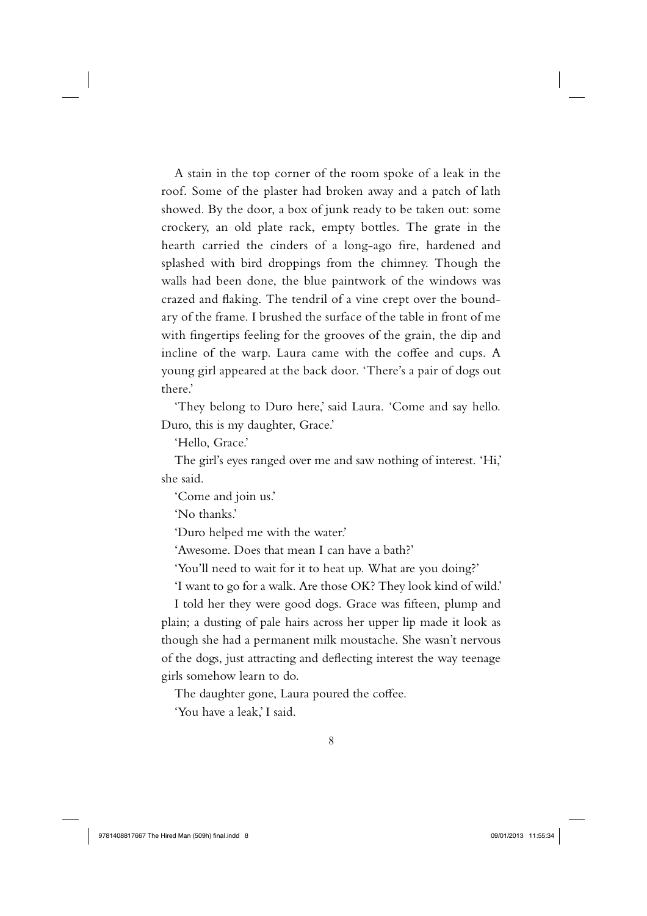A stain in the top corner of the room spoke of a leak in the roof. Some of the plaster had broken away and a patch of lath showed. By the door, a box of junk ready to be taken out: some crockery, an old plate rack, empty bottles. The grate in the hearth carried the cinders of a long-ago fire, hardened and splashed with bird droppings from the chimney. Though the walls had been done, the blue paintwork of the windows was crazed and flaking. The tendril of a vine crept over the boundary of the frame. I brushed the surface of the table in front of me with fingertips feeling for the grooves of the grain, the dip and incline of the warp. Laura came with the coffee and cups. A young girl appeared at the back door. 'There's a pair of dogs out there.'

'They belong to Duro here,' said Laura. 'Come and say hello. Duro, this is my daughter, Grace.'

'Hello, Grace.'

The girl's eyes ranged over me and saw nothing of interest. 'Hi,' she said.

'Come and join us.'

'No thanks.'

'Duro helped me with the water.'

'Awesome. Does that mean I can have a bath?'

'You'll need to wait for it to heat up. What are you doing?'

'I want to go for a walk. Are those OK? They look kind of wild.'

I told her they were good dogs. Grace was fifteen, plump and plain; a dusting of pale hairs across her upper lip made it look as though she had a permanent milk moustache. She wasn't nervous of the dogs, just attracting and deflecting interest the way teenage girls somehow learn to do.

The daughter gone, Laura poured the coffee.

'You have a leak,' I said.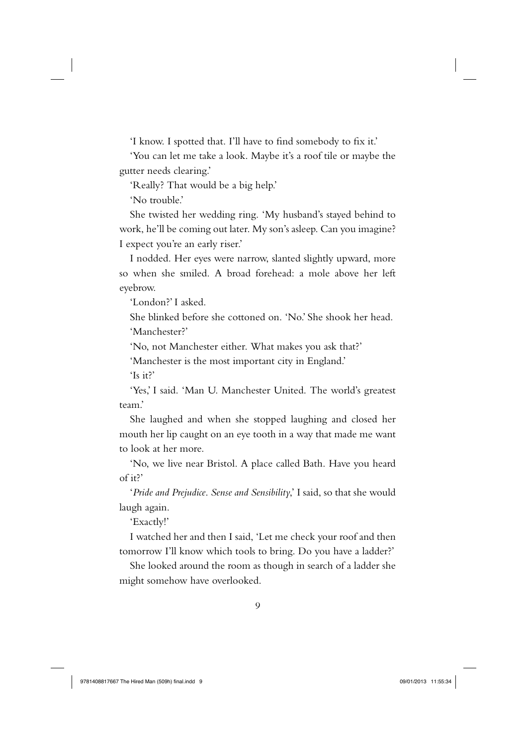'I know. I spotted that. I'll have to find somebody to fix it.'

'You can let me take a look. Maybe it's a roof tile or maybe the gutter needs clearing.'

'Really? That would be a big help.'

'No trouble.'

She twisted her wedding ring. 'My husband's stayed behind to work, he'll be coming out later. My son's asleep. Can you imagine? I expect you're an early riser.'

I nodded. Her eyes were narrow, slanted slightly upward, more so when she smiled. A broad forehead: a mole above her left eyebrow.

'London?' I asked.

She blinked before she cottoned on. 'No.' She shook her head.

'Manchester?'

'No, not Manchester either. What makes you ask that?'

'Manchester is the most important city in England.'

'Is it?'

'Yes,' I said. 'Man U. Manchester United. The world's greatest team.'

She laughed and when she stopped laughing and closed her mouth her lip caught on an eye tooth in a way that made me want to look at her more.

'No, we live near Bristol. A place called Bath. Have you heard of it?'

'*Pride and Prejudice*. *Sense and Sensibility*,' I said, so that she would laugh again.

'Exactly!'

I watched her and then I said, 'Let me check your roof and then tomorrow I'll know which tools to bring. Do you have a ladder?'

She looked around the room as though in search of a ladder she might somehow have overlooked.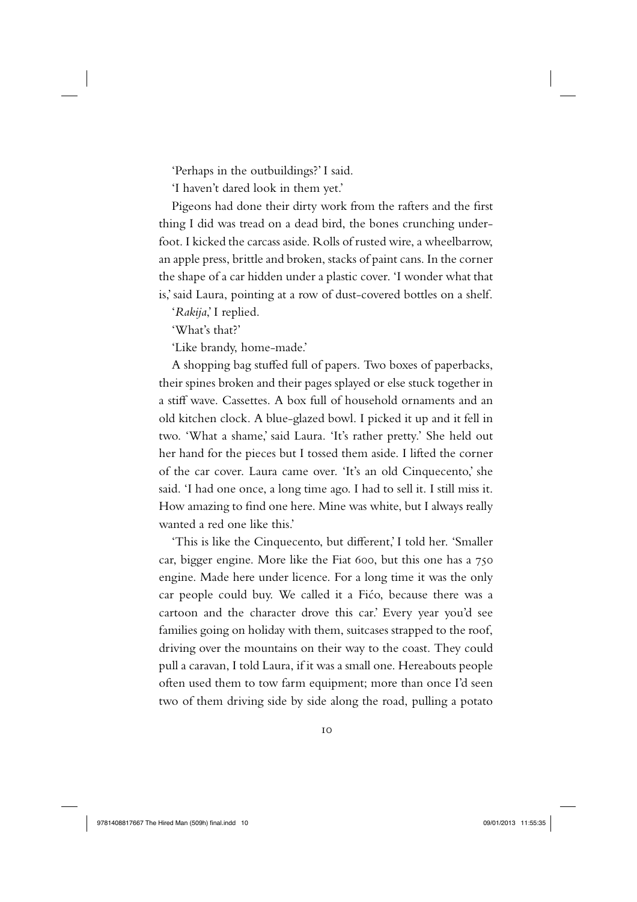'Perhaps in the outbuildings?' I said.

'I haven't dared look in them yet.'

Pigeons had done their dirty work from the rafters and the first thing I did was tread on a dead bird, the bones crunching underfoot. I kicked the carcass aside. Rolls of rusted wire, a wheelbarrow, an apple press, brittle and broken, stacks of paint cans. In the corner the shape of a car hidden under a plastic cover. 'I wonder what that is,' said Laura, pointing at a row of dust-covered bottles on a shelf.

'*Rakija*,' I replied.

'What's that?'

'Like brandy, home-made.'

A shopping bag stuffed full of papers. Two boxes of paperbacks, their spines broken and their pages splayed or else stuck together in a stiff wave. Cassettes. A box full of household ornaments and an old kitchen clock. A blue-glazed bowl. I picked it up and it fell in two. 'What a shame,' said Laura. 'It's rather pretty.' She held out her hand for the pieces but I tossed them aside. I lifted the corner of the car cover. Laura came over. 'It's an old Cinquecento,' she said. 'I had one once, a long time ago. I had to sell it. I still miss it. How amazing to find one here. Mine was white, but I always really wanted a red one like this.'

'This is like the Cinquecento, but different,' I told her. 'Smaller car, bigger engine. More like the Fiat 600, but this one has a 750 engine. Made here under licence. For a long time it was the only car people could buy. We called it a Fićo, because there was a cartoon and the character drove this car.' Every year you'd see families going on holiday with them, suitcases strapped to the roof, driving over the mountains on their way to the coast. They could pull a caravan, I told Laura, if it was a small one. Hereabouts people often used them to tow farm equipment; more than once I'd seen two of them driving side by side along the road, pulling a potato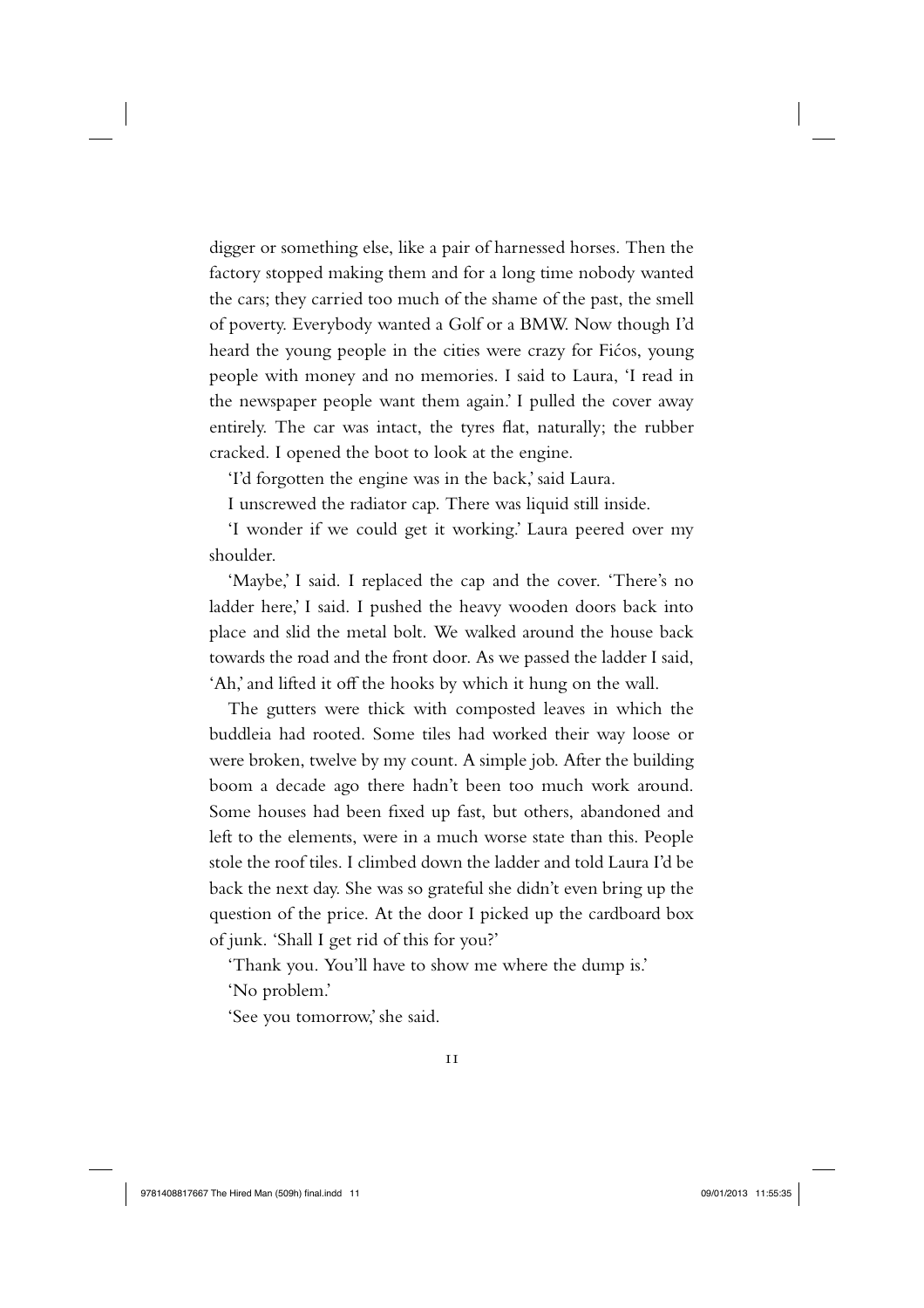digger or something else, like a pair of harnessed horses. Then the factory stopped making them and for a long time nobody wanted the cars; they carried too much of the shame of the past, the smell of poverty. Everybody wanted a Golf or a BMW. Now though I'd heard the young people in the cities were crazy for Fićos, young people with money and no memories. I said to Laura, 'I read in the newspaper people want them again.' I pulled the cover away entirely. The car was intact, the tyres flat, naturally; the rubber cracked. I opened the boot to look at the engine.

'I'd forgotten the engine was in the back,' said Laura.

I unscrewed the radiator cap. There was liquid still inside.

'I wonder if we could get it working.' Laura peered over my shoulder.

'Maybe,' I said. I replaced the cap and the cover. 'There's no ladder here,' I said. I pushed the heavy wooden doors back into place and slid the metal bolt. We walked around the house back towards the road and the front door. As we passed the ladder I said, 'Ah,' and lifted it off the hooks by which it hung on the wall.

The gutters were thick with composted leaves in which the buddleia had rooted. Some tiles had worked their way loose or were broken, twelve by my count. A simple job. After the building boom a decade ago there hadn't been too much work around. Some houses had been fixed up fast, but others, abandoned and left to the elements, were in a much worse state than this. People stole the roof tiles. I climbed down the ladder and told Laura I'd be back the next day. She was so grateful she didn't even bring up the question of the price. At the door I picked up the cardboard box of junk. 'Shall I get rid of this for you?'

'Thank you. You'll have to show me where the dump is.'

'No problem.'

'See you tomorrow,' she said.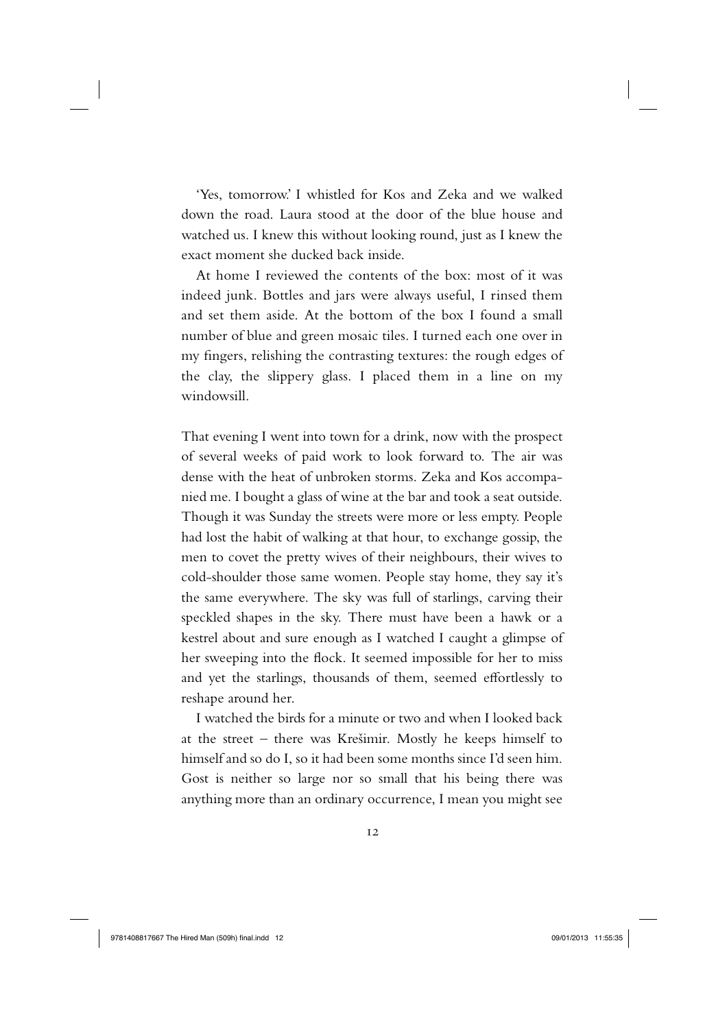'Yes, tomorrow.' I whistled for Kos and Zeka and we walked down the road. Laura stood at the door of the blue house and watched us. I knew this without looking round, just as I knew the exact moment she ducked back inside.

At home I reviewed the contents of the box: most of it was indeed junk. Bottles and jars were always useful, I rinsed them and set them aside. At the bottom of the box I found a small number of blue and green mosaic tiles. I turned each one over in my fingers, relishing the contrasting textures: the rough edges of the clay, the slippery glass. I placed them in a line on my windowsill.

That evening I went into town for a drink, now with the prospect of several weeks of paid work to look forward to. The air was dense with the heat of unbroken storms. Zeka and Kos accompanied me. I bought a glass of wine at the bar and took a seat outside. Though it was Sunday the streets were more or less empty. People had lost the habit of walking at that hour, to exchange gossip, the men to covet the pretty wives of their neighbours, their wives to cold-shoulder those same women. People stay home, they say it's the same everywhere. The sky was full of starlings, carving their speckled shapes in the sky. There must have been a hawk or a kestrel about and sure enough as I watched I caught a glimpse of her sweeping into the flock. It seemed impossible for her to miss and yet the starlings, thousands of them, seemed effortlessly to reshape around her.

I watched the birds for a minute or two and when I looked back at the street – there was Krešimir. Mostly he keeps himself to himself and so do I, so it had been some months since I'd seen him. Gost is neither so large nor so small that his being there was anything more than an ordinary occurrence, I mean you might see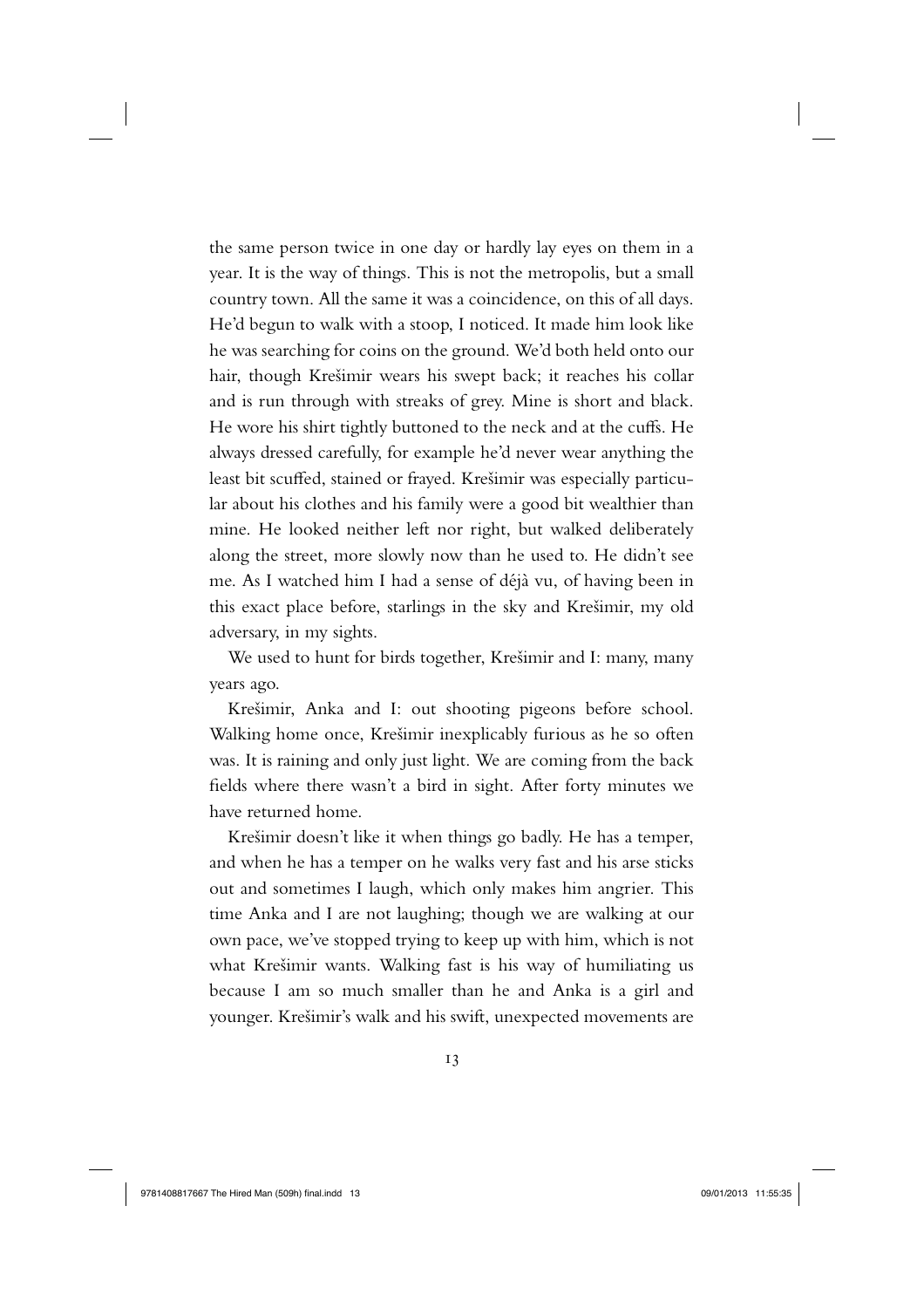the same person twice in one day or hardly lay eyes on them in a year. It is the way of things. This is not the metropolis, but a small country town. All the same it was a coincidence, on this of all days. He'd begun to walk with a stoop, I noticed. It made him look like he was searching for coins on the ground. We'd both held onto our hair, though Krešimir wears his swept back; it reaches his collar and is run through with streaks of grey. Mine is short and black. He wore his shirt tightly buttoned to the neck and at the cuffs. He always dressed carefully, for example he'd never wear anything the least bit scuffed, stained or frayed. Krešimir was especially particular about his clothes and his family were a good bit wealthier than mine. He looked neither left nor right, but walked deliberately along the street, more slowly now than he used to. He didn't see me. As I watched him I had a sense of déjà vu, of having been in this exact place before, starlings in the sky and Krešimir, my old adversary, in my sights.

We used to hunt for birds together, Krešimir and I: many, many years ago.

Krešimir, Anka and I: out shooting pigeons before school. Walking home once, Krešimir inexplicably furious as he so often was. It is raining and only just light. We are coming from the back fields where there wasn't a bird in sight. After forty minutes we have returned home.

Krešimir doesn't like it when things go badly. He has a temper, and when he has a temper on he walks very fast and his arse sticks out and sometimes I laugh, which only makes him angrier. This time Anka and I are not laughing; though we are walking at our own pace, we've stopped trying to keep up with him, which is not what Krešimir wants. Walking fast is his way of humiliating us because I am so much smaller than he and Anka is a girl and younger. Krešimir's walk and his swift, unexpected movements are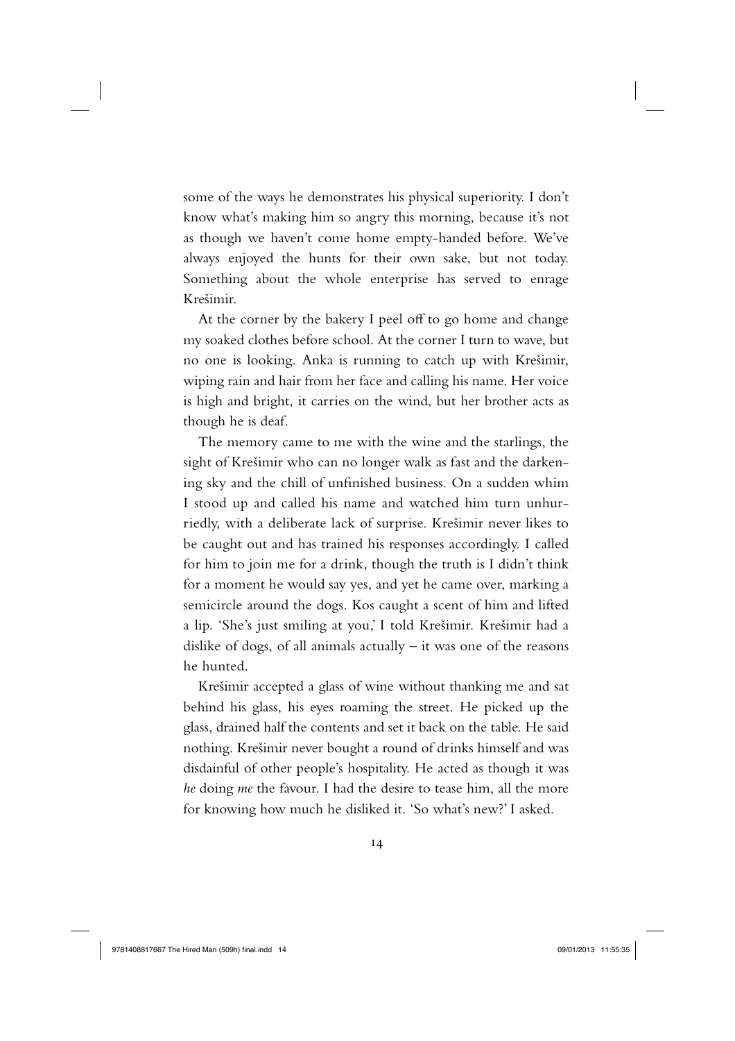some of the ways he demonstrates his physical superiority. I don't know what's making him so angry this morning, because it's not as though we haven't come home empty-handed before. We've always enjoyed the hunts for their own sake, but not today. Something about the whole enterprise has served to enrage Krešimir.

At the corner by the bakery I peel off to go home and change my soaked clothes before school. At the corner I turn to wave, but no one is looking. Anka is running to catch up with Krešimir, wiping rain and hair from her face and calling his name. Her voice is high and bright, it carries on the wind, but her brother acts as though he is deaf.

The memory came to me with the wine and the starlings, the sight of Krešimir who can no longer walk as fast and the darkening sky and the chill of unfinished business. On a sudden whim I stood up and called his name and watched him turn unhurriedly, with a deliberate lack of surprise. Krešimir never likes to be caught out and has trained his responses accordingly. I called for him to join me for a drink, though the truth is I didn't think for a moment he would say yes, and yet he came over, marking a semicircle around the dogs. Kos caught a scent of him and lifted a lip. 'She's just smiling at you,' I told Krešimir. Krešimir had a dislike of dogs, of all animals actually – it was one of the reasons he hunted.

Krešimir accepted a glass of wine without thanking me and sat behind his glass, his eyes roaming the street. He picked up the glass, drained half the contents and set it back on the table. He said nothing. Krešimir never bought a round of drinks himself and was disdainful of other people's hospitality. He acted as though it was *he* doing *me* the favour. I had the desire to tease him, all the more for knowing how much he disliked it. 'So what's new?' I asked.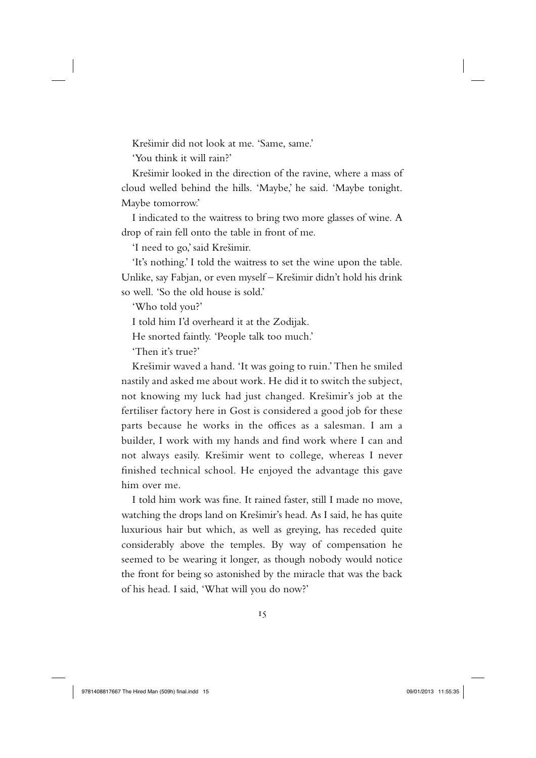Krešimir did not look at me. 'Same, same.'

'You think it will rain?'

Krešimir looked in the direction of the ravine, where a mass of cloud welled behind the hills. 'Maybe,' he said. 'Maybe tonight. Maybe tomorrow.'

I indicated to the waitress to bring two more glasses of wine. A drop of rain fell onto the table in front of me.

'I need to go,' said Krešimir.

'It's nothing.' I told the waitress to set the wine upon the table. Unlike, say Fabjan, or even myself – Krešimir didn't hold his drink so well. 'So the old house is sold.'

'Who told you?'

I told him I'd overheard it at the Zodijak.

He snorted faintly. 'People talk too much.'

'Then it's true?'

Krešimir waved a hand. 'It was going to ruin.' Then he smiled nastily and asked me about work. He did it to switch the subject, not knowing my luck had just changed. Krešimir's job at the fertiliser factory here in Gost is considered a good job for these parts because he works in the offices as a salesman. I am a builder, I work with my hands and find work where I can and not always easily. Krešimir went to college, whereas I never finished technical school. He enjoyed the advantage this gave him over me.

I told him work was fine. It rained faster, still I made no move, watching the drops land on Krešimir's head. As I said, he has quite luxurious hair but which, as well as greying, has receded quite considerably above the temples. By way of compensation he seemed to be wearing it longer, as though nobody would notice the front for being so astonished by the miracle that was the back of his head. I said, 'What will you do now?'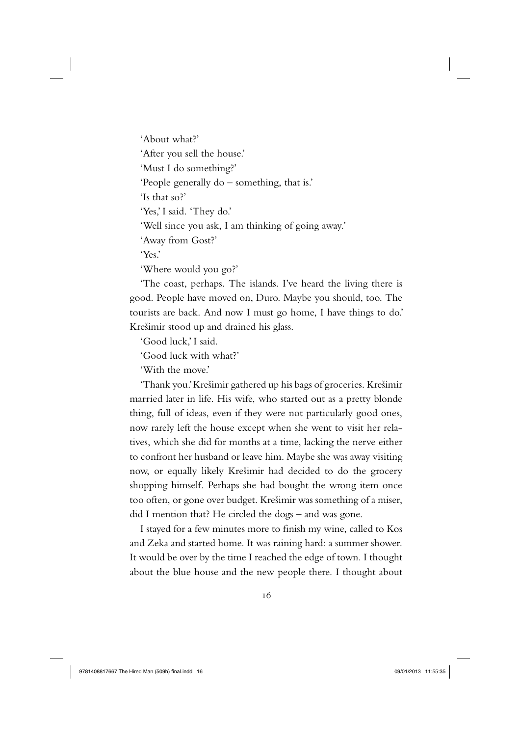'About what?'

'After you sell the house.'

'Must I do something?'

'People generally do – something, that is.'

'Is that so?'

'Yes,' I said. 'They do.'

'Well since you ask, I am thinking of going away.'

'Away from Gost?'

'Yes.'

'Where would you go?'

'The coast, perhaps. The islands. I've heard the living there is good. People have moved on, Duro. Maybe you should, too. The tourists are back. And now I must go home, I have things to do.' Krešimir stood up and drained his glass.

'Good luck,' I said.

'Good luck with what?'

'With the move.'

'Thank you.' Krešimir gathered up his bags of groceries. Krešimir married later in life. His wife, who started out as a pretty blonde thing, full of ideas, even if they were not particularly good ones, now rarely left the house except when she went to visit her relatives, which she did for months at a time, lacking the nerve either to confront her husband or leave him. Maybe she was away visiting now, or equally likely Krešimir had decided to do the grocery shopping himself. Perhaps she had bought the wrong item once too often, or gone over budget. Krešimir was something of a miser, did I mention that? He circled the dogs – and was gone.

I stayed for a few minutes more to finish my wine, called to Kos and Zeka and started home. It was raining hard: a summer shower. It would be over by the time I reached the edge of town. I thought about the blue house and the new people there. I thought about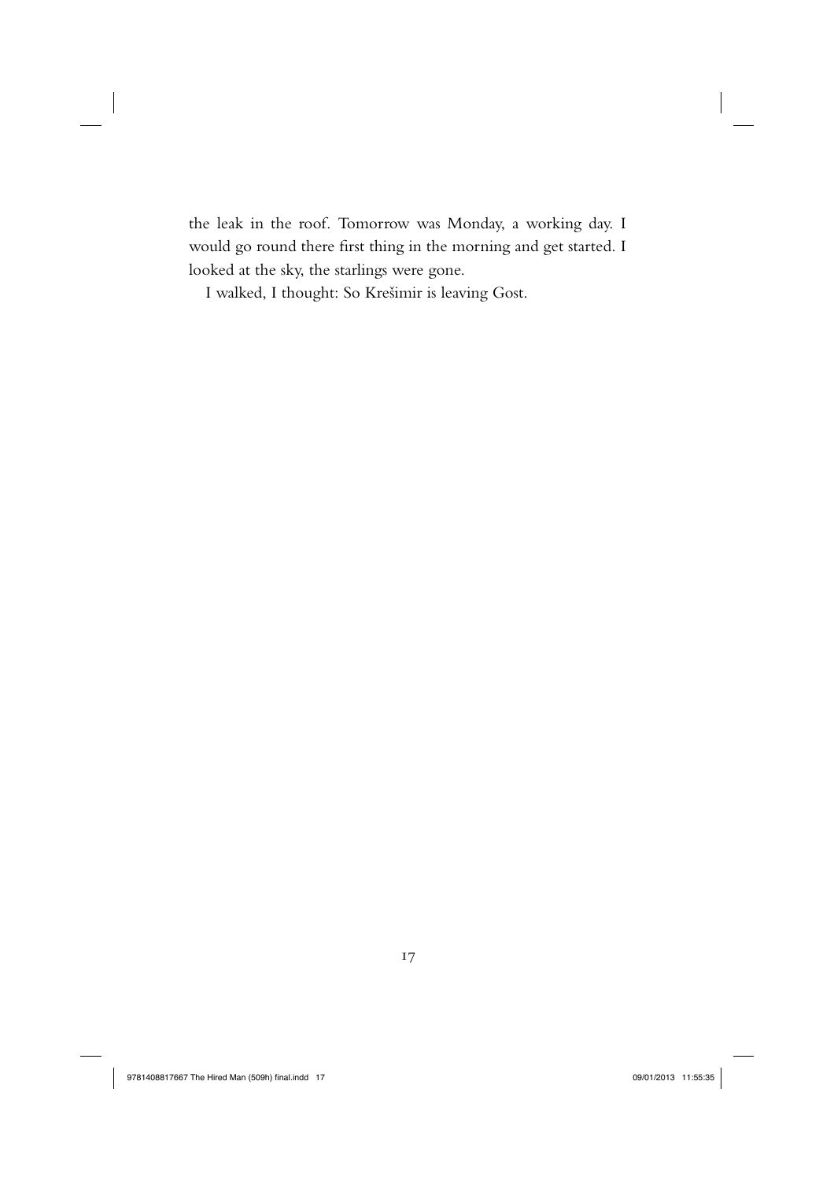the leak in the roof. Tomorrow was Monday, a working day. I would go round there first thing in the morning and get started. I looked at the sky, the starlings were gone.

I walked, I thought: So Krešimir is leaving Gost.